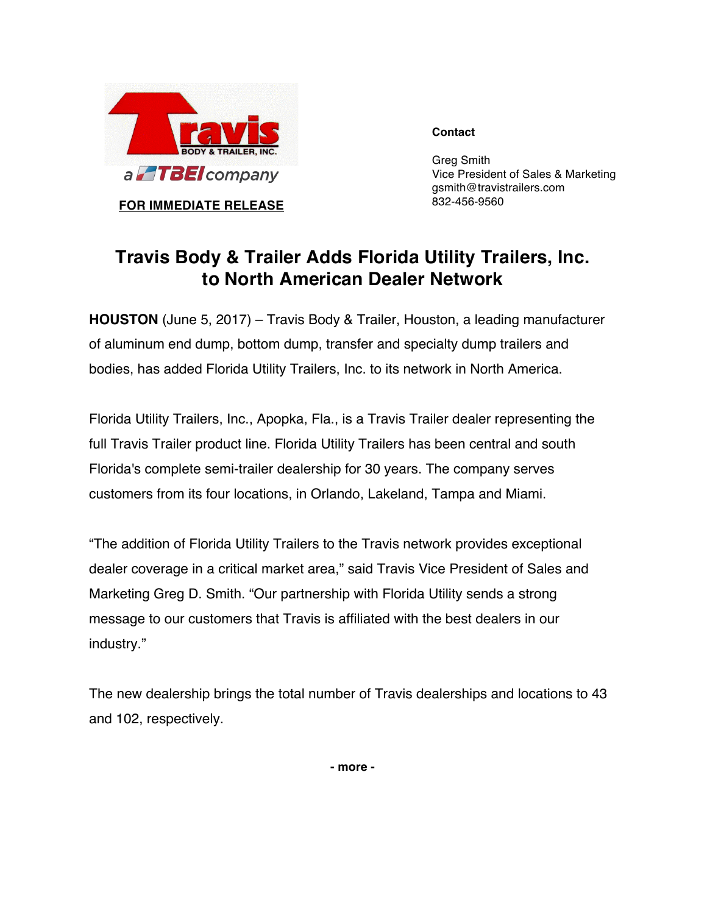Travis BODY & TRAILER, INC.

a TBEI company

**FOR IMMEDIATE RELEASE**

**Contact**

Greg Smith
Vice President of Sales & Marketing
gsmith@travistrailers.com
832-456-9560

# Travis Body & Trailer Adds Florida Utility Trailers, Inc. to North American Dealer Network

**HOUSTON** (June 5, 2017) – Travis Body & Trailer, Houston, a leading manufacturer of aluminum end dump, bottom dump, transfer and specialty dump trailers and bodies, has added Florida Utility Trailers, Inc. to its network in North America.

Florida Utility Trailers, Inc., Apopka, Fla., is a Travis Trailer dealer representing the full Travis Trailer product line. Florida Utility Trailers has been central and south Florida's complete semi-trailer dealership for 30 years. The company serves customers from its four locations, in Orlando, Lakeland, Tampa and Miami.

"The addition of Florida Utility Trailers to the Travis network provides exceptional dealer coverage in a critical market area," said Travis Vice President of Sales and Marketing Greg D. Smith. "Our partnership with Florida Utility sends a strong message to our customers that Travis is affiliated with the best dealers in our industry."

The new dealership brings the total number of Travis dealerships and locations to 43 and 102, respectively.

**- more -**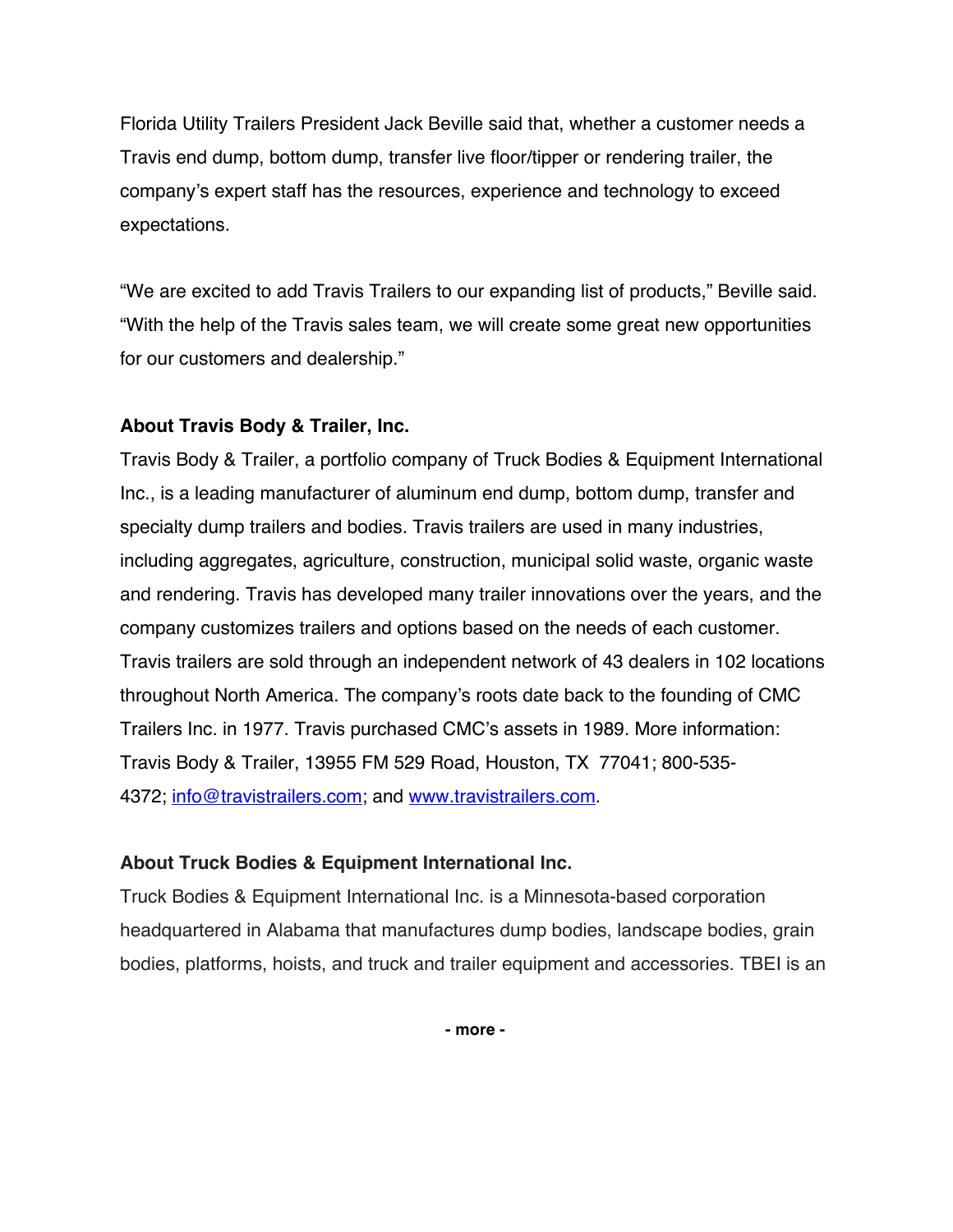Florida Utility Trailers President Jack Beville said that, whether a customer needs a Travis end dump, bottom dump, transfer live floor/tipper or rendering trailer, the company's expert staff has the resources, experience and technology to exceed expectations.

"We are excited to add Travis Trailers to our expanding list of products," Beville said. "With the help of the Travis sales team, we will create some great new opportunities for our customers and dealership."

**About Travis Body & Trailer, Inc.**

Travis Body & Trailer, a portfolio company of Truck Bodies & Equipment International Inc., is a leading manufacturer of aluminum end dump, bottom dump, transfer and specialty dump trailers and bodies. Travis trailers are used in many industries, including aggregates, agriculture, construction, municipal solid waste, organic waste and rendering. Travis has developed many trailer innovations over the years, and the company customizes trailers and options based on the needs of each customer. Travis trailers are sold through an independent network of 43 dealers in 102 locations throughout North America. The company's roots date back to the founding of CMC Trailers Inc. in 1977. Travis purchased CMC's assets in 1989. More information: Travis Body & Trailer, 13955 FM 529 Road, Houston, TX 77041; 800-535-4372; info@travistrailers.com; and www.travistrailers.com.

**About Truck Bodies & Equipment International Inc.**

Truck Bodies & Equipment International Inc. is a Minnesota-based corporation headquartered in Alabama that manufactures dump bodies, landscape bodies, grain bodies, platforms, hoists, and truck and trailer equipment and accessories. TBEI is an

**- more -**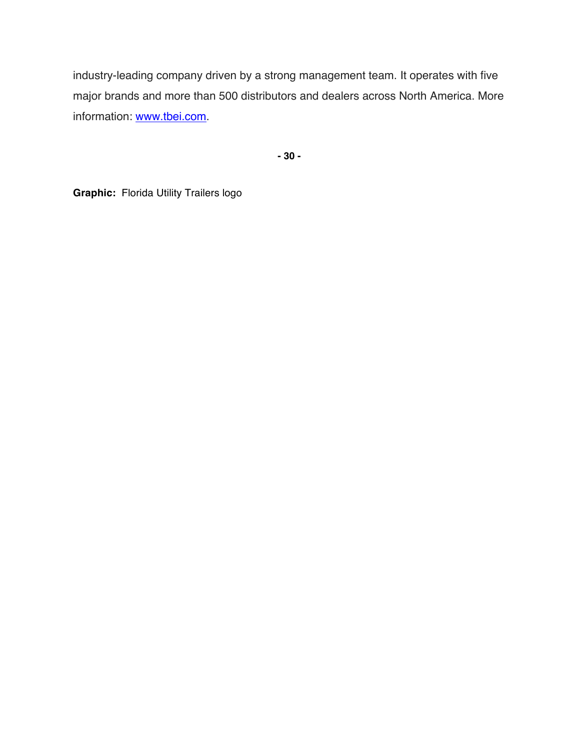industry-leading company driven by a strong management team. It operates with five major brands and more than 500 distributors and dealers across North America. More information: [www.tbei.com](http://www.tbei.com).

**- 30 -**

**Graphic:** Florida Utility Trailers logo